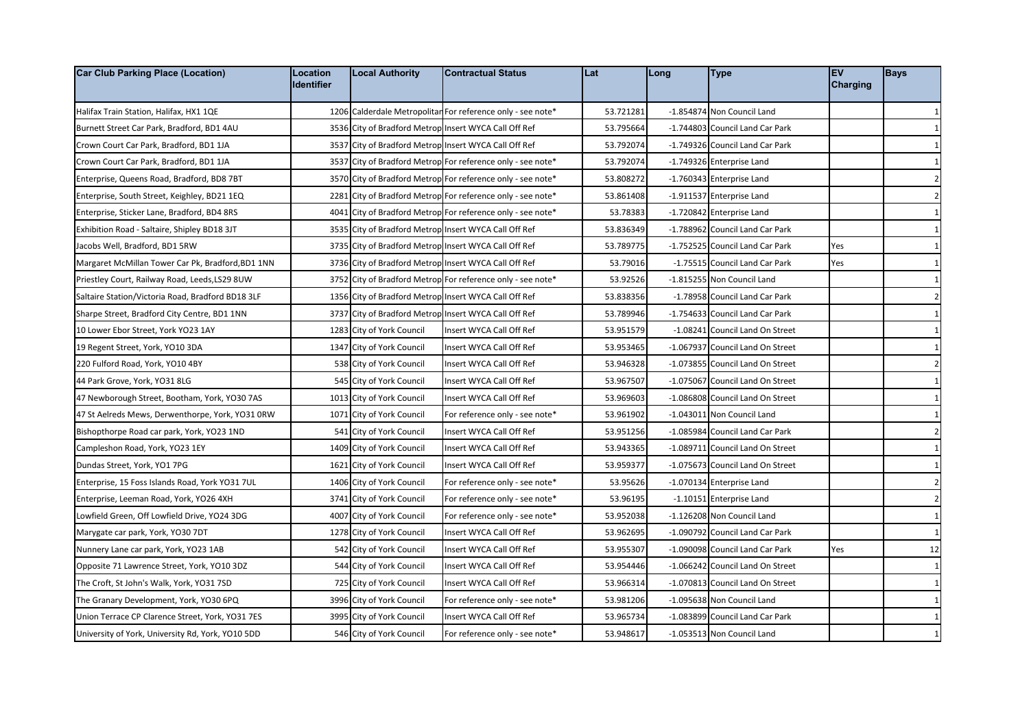| Car Club Parking Place (Location) | Location Identifier | Local Authority | Contractual Status | Lat | Long | Type | EV Charging | Bays |
|---|---|---|---|---|---|---|---|---|
| Halifax Train Station, Halifax, HX1 1QE | 1206 | Calderdale Metropolitan | For reference only - see note* | 53.721281 | -1.854874 | Non Council Land | | 1 |
| Burnett Street Car Park, Bradford, BD1 4AU | 3536 | City of Bradford Metrop | Insert WYCA Call Off Ref | 53.795664 | -1.744803 | Council Land Car Park | | 1 |
| Crown Court Car Park, Bradford, BD1 1JA | 3537 | City of Bradford Metrop | Insert WYCA Call Off Ref | 53.792074 | -1.749326 | Council Land Car Park | | 1 |
| Crown Court Car Park, Bradford, BD1 1JA | 3537 | City of Bradford Metrop | For reference only - see note* | 53.792074 | -1.749326 | Enterprise Land | | 1 |
| Enterprise, Queens Road, Bradford, BD8 7BT | 3570 | City of Bradford Metrop | For reference only - see note* | 53.808272 | -1.760343 | Enterprise Land | | 2 |
| Enterprise, South Street, Keighley, BD21 1EQ | 2281 | City of Bradford Metrop | For reference only - see note* | 53.861408 | -1.911537 | Enterprise Land | | 2 |
| Enterprise, Sticker Lane, Bradford, BD4 8RS | 4041 | City of Bradford Metrop | For reference only - see note* | 53.78383 | -1.720842 | Enterprise Land | | 1 |
| Exhibition Road - Saltaire, Shipley BD18 3JT | 3535 | City of Bradford Metrop | Insert WYCA Call Off Ref | 53.836349 | -1.788962 | Council Land Car Park | | 1 |
| Jacobs Well, Bradford, BD1 5RW | 3735 | City of Bradford Metrop | Insert WYCA Call Off Ref | 53.789775 | -1.752525 | Council Land Car Park | Yes | 1 |
| Margaret McMillan Tower Car Pk, Bradford,BD1 1NN | 3736 | City of Bradford Metrop | Insert WYCA Call Off Ref | 53.79016 | -1.75515 | Council Land Car Park | Yes | 1 |
| Priestley Court, Railway Road, Leeds,LS29 8UW | 3752 | City of Bradford Metrop | For reference only - see note* | 53.92526 | -1.815255 | Non Council Land | | 1 |
| Saltaire Station/Victoria Road, Bradford BD18 3LF | 1356 | City of Bradford Metrop | Insert WYCA Call Off Ref | 53.838356 | -1.78958 | Council Land Car Park | | 2 |
| Sharpe Street, Bradford City Centre, BD1 1NN | 3737 | City of Bradford Metrop | Insert WYCA Call Off Ref | 53.789946 | -1.754633 | Council Land Car Park | | 1 |
| 10 Lower Ebor Street, York YO23 1AY | 1283 | City of York Council | Insert WYCA Call Off Ref | 53.951579 | -1.08241 | Council Land On Street | | 1 |
| 19 Regent Street, York, YO10 3DA | 1347 | City of York Council | Insert WYCA Call Off Ref | 53.953465 | -1.067937 | Council Land On Street | | 1 |
| 220 Fulford Road, York, YO10 4BY | 538 | City of York Council | Insert WYCA Call Off Ref | 53.946328 | -1.073855 | Council Land On Street | | 2 |
| 44 Park Grove, York, YO31 8LG | 545 | City of York Council | Insert WYCA Call Off Ref | 53.967507 | -1.075067 | Council Land On Street | | 1 |
| 47 Newborough Street, Bootham, York, YO30 7AS | 1013 | City of York Council | Insert WYCA Call Off Ref | 53.969603 | -1.086808 | Council Land On Street | | 1 |
| 47 St Aelreds Mews, Derwenthorpe, York, YO31 0RW | 1071 | City of York Council | For reference only - see note* | 53.961902 | -1.043011 | Non Council Land | | 1 |
| Bishopthorpe Road car park, York, YO23 1ND | 541 | City of York Council | Insert WYCA Call Off Ref | 53.951256 | -1.085984 | Council Land Car Park | | 2 |
| Campleshon Road, York, YO23 1EY | 1409 | City of York Council | Insert WYCA Call Off Ref | 53.943365 | -1.089711 | Council Land On Street | | 1 |
| Dundas Street, York, YO1 7PG | 1621 | City of York Council | Insert WYCA Call Off Ref | 53.959377 | -1.075673 | Council Land On Street | | 1 |
| Enterprise, 15 Foss Islands Road, York YO31 7UL | 1406 | City of York Council | For reference only - see note* | 53.95626 | -1.070134 | Enterprise Land | | 2 |
| Enterprise, Leeman Road, York, YO26 4XH | 3741 | City of York Council | For reference only - see note* | 53.96195 | -1.10151 | Enterprise Land | | 2 |
| Lowfield Green, Off Lowfield Drive, YO24 3DG | 4007 | City of York Council | For reference only - see note* | 53.952038 | -1.126208 | Non Council Land | | 1 |
| Marygate car park, York, YO30 7DT | 1278 | City of York Council | Insert WYCA Call Off Ref | 53.962695 | -1.090792 | Council Land Car Park | | 1 |
| Nunnery Lane car park, York, YO23 1AB | 542 | City of York Council | Insert WYCA Call Off Ref | 53.955307 | -1.090098 | Council Land Car Park | Yes | 12 |
| Opposite 71 Lawrence Street, York, YO10 3DZ | 544 | City of York Council | Insert WYCA Call Off Ref | 53.954446 | -1.066242 | Council Land On Street | | 1 |
| The Croft, St John's Walk, York, YO31 7SD | 725 | City of York Council | Insert WYCA Call Off Ref | 53.966314 | -1.070813 | Council Land On Street | | 1 |
| The Granary Development, York, YO30 6PQ | 3996 | City of York Council | For reference only - see note* | 53.981206 | -1.095638 | Non Council Land | | 1 |
| Union Terrace CP Clarence Street, York, YO31 7ES | 3995 | City of York Council | Insert WYCA Call Off Ref | 53.965734 | -1.083899 | Council Land Car Park | | 1 |
| University of York, University Rd, York, YO10 5DD | 546 | City of York Council | For reference only - see note* | 53.948617 | -1.053513 | Non Council Land | | 1 |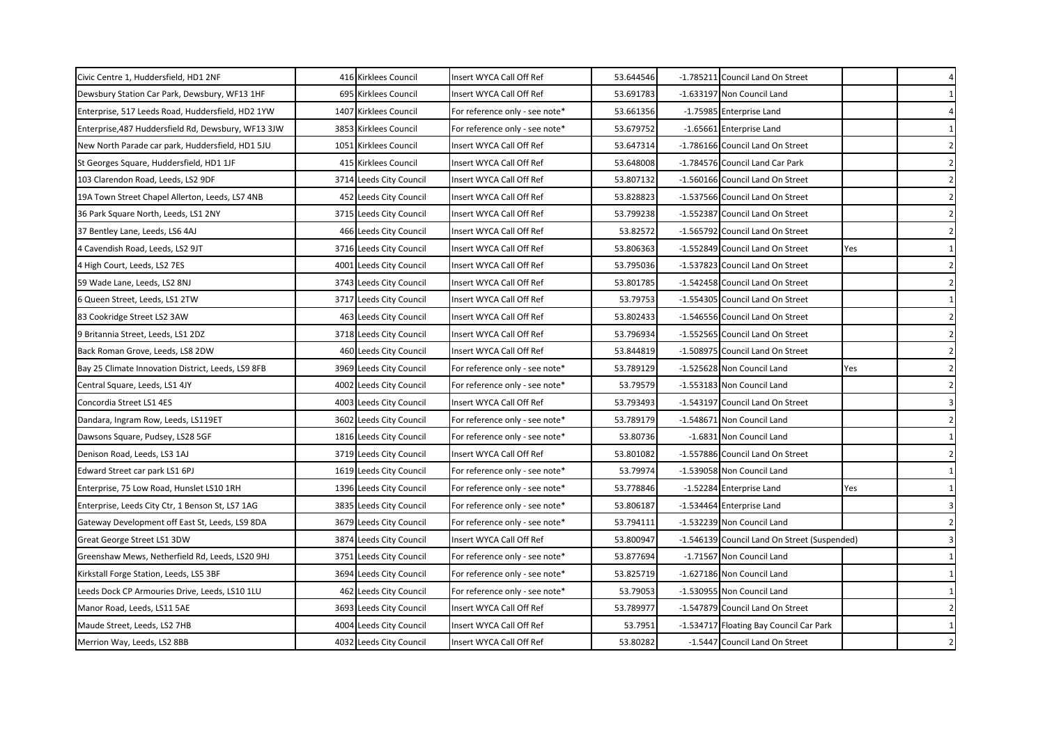| | | | | | | | | |
|---|---|---|---|---|---|---|---|---|
| Civic Centre 1, Huddersfield, HD1 2NF | 416 | Kirklees Council | Insert WYCA Call Off Ref | 53.644546 | -1.785211 | Council Land On Street | | 4 |
| Dewsbury Station Car Park, Dewsbury, WF13 1HF | 695 | Kirklees Council | Insert WYCA Call Off Ref | 53.691783 | -1.633197 | Non Council Land | | 1 |
| Enterprise, 517 Leeds Road, Huddersfield, HD2 1YW | 1407 | Kirklees Council | For reference only - see note* | 53.661356 | -1.75985 | Enterprise Land | | 4 |
| Enterprise,487 Huddersfield Rd, Dewsbury, WF13 3JW | 3853 | Kirklees Council | For reference only - see note* | 53.679752 | -1.65661 | Enterprise Land | | 1 |
| New North Parade car park, Huddersfield, HD1 5JU | 1051 | Kirklees Council | Insert WYCA Call Off Ref | 53.647314 | -1.786166 | Council Land On Street | | 2 |
| St Georges Square, Huddersfield, HD1 1JF | 415 | Kirklees Council | Insert WYCA Call Off Ref | 53.648008 | -1.784576 | Council Land Car Park | | 2 |
| 103 Clarendon Road, Leeds, LS2 9DF | 3714 | Leeds City Council | Insert WYCA Call Off Ref | 53.807132 | -1.560166 | Council Land On Street | | 2 |
| 19A Town Street Chapel Allerton, Leeds, LS7 4NB | 452 | Leeds City Council | Insert WYCA Call Off Ref | 53.828823 | -1.537566 | Council Land On Street | | 2 |
| 36 Park Square North, Leeds, LS1 2NY | 3715 | Leeds City Council | Insert WYCA Call Off Ref | 53.799238 | -1.552387 | Council Land On Street | | 2 |
| 37 Bentley Lane, Leeds, LS6 4AJ | 466 | Leeds City Council | Insert WYCA Call Off Ref | 53.82572 | -1.565792 | Council Land On Street | | 2 |
| 4 Cavendish Road, Leeds, LS2 9JT | 3716 | Leeds City Council | Insert WYCA Call Off Ref | 53.806363 | -1.552849 | Council Land On Street | Yes | 1 |
| 4 High Court, Leeds, LS2 7ES | 4001 | Leeds City Council | Insert WYCA Call Off Ref | 53.795036 | -1.537823 | Council Land On Street | | 2 |
| 59 Wade Lane, Leeds, LS2 8NJ | 3743 | Leeds City Council | Insert WYCA Call Off Ref | 53.801785 | -1.542458 | Council Land On Street | | 2 |
| 6 Queen Street, Leeds, LS1 2TW | 3717 | Leeds City Council | Insert WYCA Call Off Ref | 53.79753 | -1.554305 | Council Land On Street | | 1 |
| 83 Cookridge Street LS2 3AW | 463 | Leeds City Council | Insert WYCA Call Off Ref | 53.802433 | -1.546556 | Council Land On Street | | 2 |
| 9 Britannia Street, Leeds, LS1 2DZ | 3718 | Leeds City Council | Insert WYCA Call Off Ref | 53.796934 | -1.552565 | Council Land On Street | | 2 |
| Back Roman Grove, Leeds, LS8 2DW | 460 | Leeds City Council | Insert WYCA Call Off Ref | 53.844819 | -1.508975 | Council Land On Street | | 2 |
| Bay 25 Climate Innovation District, Leeds, LS9 8FB | 3969 | Leeds City Council | For reference only - see note* | 53.789129 | -1.525628 | Non Council Land | Yes | 2 |
| Central Square, Leeds, LS1 4JY | 4002 | Leeds City Council | For reference only - see note* | 53.79579 | -1.553183 | Non Council Land | | 2 |
| Concordia Street LS1 4ES | 4003 | Leeds City Council | Insert WYCA Call Off Ref | 53.793493 | -1.543197 | Council Land On Street | | 3 |
| Dandara, Ingram Row, Leeds, LS119ET | 3602 | Leeds City Council | For reference only - see note* | 53.789179 | -1.548671 | Non Council Land | | 2 |
| Dawsons Square, Pudsey, LS28 5GF | 1816 | Leeds City Council | For reference only - see note* | 53.80736 | -1.6831 | Non Council Land | | 1 |
| Denison Road, Leeds, LS3 1AJ | 3719 | Leeds City Council | Insert WYCA Call Off Ref | 53.801082 | -1.557886 | Council Land On Street | | 2 |
| Edward Street car park LS1 6PJ | 1619 | Leeds City Council | For reference only - see note* | 53.79974 | -1.539058 | Non Council Land | | 1 |
| Enterprise, 75 Low Road, Hunslet LS10 1RH | 1396 | Leeds City Council | For reference only - see note* | 53.778846 | -1.52284 | Enterprise Land | Yes | 1 |
| Enterprise, Leeds City Ctr, 1 Benson St, LS7 1AG | 3835 | Leeds City Council | For reference only - see note* | 53.806187 | -1.534464 | Enterprise Land | | 3 |
| Gateway Development off East St, Leeds, LS9 8DA | 3679 | Leeds City Council | For reference only - see note* | 53.794111 | -1.532239 | Non Council Land | | 2 |
| Great George Street LS1 3DW | 3874 | Leeds City Council | Insert WYCA Call Off Ref | 53.800947 | -1.546139 | Council Land On Street (Suspended) | | 3 |
| Greenshaw Mews, Netherfield Rd, Leeds, LS20 9HJ | 3751 | Leeds City Council | For reference only - see note* | 53.877694 | -1.71567 | Non Council Land | | 1 |
| Kirkstall Forge Station, Leeds, LS5 3BF | 3694 | Leeds City Council | For reference only - see note* | 53.825719 | -1.627186 | Non Council Land | | 1 |
| Leeds Dock CP Armouries Drive, Leeds, LS10 1LU | 462 | Leeds City Council | For reference only - see note* | 53.79053 | -1.530955 | Non Council Land | | 1 |
| Manor Road, Leeds, LS11 5AE | 3693 | Leeds City Council | Insert WYCA Call Off Ref | 53.789977 | -1.547879 | Council Land On Street | | 2 |
| Maude Street, Leeds, LS2 7HB | 4004 | Leeds City Council | Insert WYCA Call Off Ref | 53.7951 | -1.534717 | Floating Bay Council Car Park | | 1 |
| Merrion Way, Leeds, LS2 8BB | 4032 | Leeds City Council | Insert WYCA Call Off Ref | 53.80282 | -1.5447 | Council Land On Street | | 2 |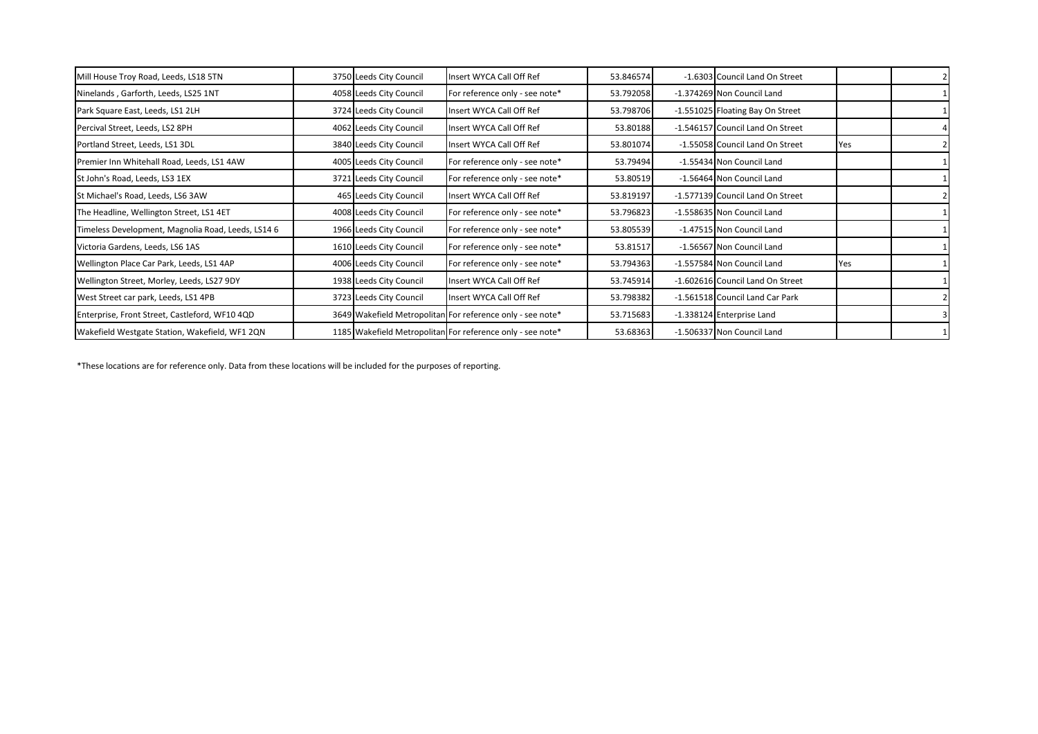| | | | | | | | | |
|---|---|---|---|---|---|---|---|---|
| Mill House Troy Road, Leeds, LS18 5TN | 3750 | Leeds City Council | Insert WYCA Call Off Ref | 53.846574 | -1.6303 | Council Land On Street | | 2 |
| Ninelands , Garforth, Leeds, LS25 1NT | 4058 | Leeds City Council | For reference only - see note* | 53.792058 | -1.374269 | Non Council Land | | 1 |
| Park Square East, Leeds, LS1 2LH | 3724 | Leeds City Council | Insert WYCA Call Off Ref | 53.798706 | -1.551025 | Floating Bay On Street | | 1 |
| Percival Street, Leeds, LS2 8PH | 4062 | Leeds City Council | Insert WYCA Call Off Ref | 53.80188 | -1.546157 | Council Land On Street | | 4 |
| Portland Street, Leeds, LS1 3DL | 3840 | Leeds City Council | Insert WYCA Call Off Ref | 53.801074 | -1.55058 | Council Land On Street | Yes | 2 |
| Premier Inn Whitehall Road, Leeds, LS1 4AW | 4005 | Leeds City Council | For reference only - see note* | 53.79494 | -1.55434 | Non Council Land | | 1 |
| St John's Road, Leeds, LS3 1EX | 3721 | Leeds City Council | For reference only - see note* | 53.80519 | -1.56464 | Non Council Land | | 1 |
| St Michael's Road, Leeds, LS6 3AW | 465 | Leeds City Council | Insert WYCA Call Off Ref | 53.819197 | -1.577139 | Council Land On Street | | 2 |
| The Headline, Wellington Street, LS1 4ET | 4008 | Leeds City Council | For reference only - see note* | 53.796823 | -1.558635 | Non Council Land | | 1 |
| Timeless Development, Magnolia Road, Leeds, LS14 6 | 1966 | Leeds City Council | For reference only - see note* | 53.805539 | -1.47515 | Non Council Land | | 1 |
| Victoria Gardens, Leeds, LS6 1AS | 1610 | Leeds City Council | For reference only - see note* | 53.81517 | -1.56567 | Non Council Land | | 1 |
| Wellington Place Car Park, Leeds, LS1 4AP | 4006 | Leeds City Council | For reference only - see note* | 53.794363 | -1.557584 | Non Council Land | Yes | 1 |
| Wellington Street, Morley, Leeds, LS27 9DY | 1938 | Leeds City Council | Insert WYCA Call Off Ref | 53.745914 | -1.602616 | Council Land On Street | | 1 |
| West Street car park, Leeds, LS1 4PB | 3723 | Leeds City Council | Insert WYCA Call Off Ref | 53.798382 | -1.561518 | Council Land Car Park | | 2 |
| Enterprise, Front Street, Castleford, WF10 4QD | 3649 | Wakefield Metropolitan | For reference only - see note* | 53.715683 | -1.338124 | Enterprise Land | | 3 |
| Wakefield Westgate Station, Wakefield, WF1 2QN | 1185 | Wakefield Metropolitan | For reference only - see note* | 53.68363 | -1.506337 | Non Council Land | | 1 |

*These locations are for reference only. Data from these locations will be included for the purposes of reporting.